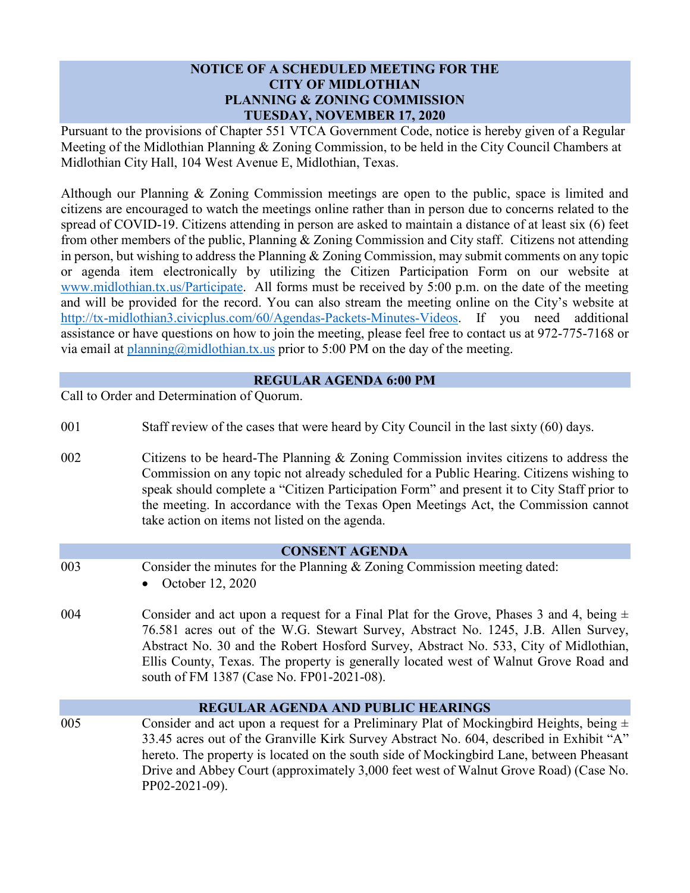# NOTICE OF A SCHEDULED MEETING FOR THE CITY OF MIDLOTHIAN PLANNING & ZONING COMMISSION TUESDAY, NOVEMBER 17, 2020

Pursuant to the provisions of Chapter 551 VTCA Government Code, notice is hereby given of a Regular Meeting of the Midlothian Planning & Zoning Commission, to be held in the City Council Chambers at Midlothian City Hall, 104 West Avenue E, Midlothian, Texas.

Although our Planning & Zoning Commission meetings are open to the public, space is limited and citizens are encouraged to watch the meetings online rather than in person due to concerns related to the spread of COVID-19. Citizens attending in person are asked to maintain a distance of at least six (6) feet from other members of the public, Planning & Zoning Commission and City staff. Citizens not attending in person, but wishing to address the Planning & Zoning Commission, may submit comments on any topic or agenda item electronically by utilizing the Citizen Participation Form on our website at [www.midlothian.tx.us/Participate](www.midlothian.tx.us/Participate). All forms must be received by 5:00 p.m. on the date of the meeting and will be provided for the record. You can also stream the meeting online on the City's website at [http://tx-midlothian3.civicplus.com/60/Agendas-Packets-Minutes-Videos](http://tx-midlothian3.civicplus.com/60/Agendas-Packets-Minutes-Videos). If you need additional assistance or have questions on how to join the meeting, please feel free to contact us at 972-775-7168 or via email at [planning@midlothian.tx.us](mailto:planning@midlothian.tx.us) prior to 5:00 PM on the day of the meeting.

## REGULAR AGENDA 6:00 PM

Call to Order and Determination of Quorum.

001 Staff review of the cases that were heard by City Council in the last sixty (60) days.

002 Citizens to be heard-The Planning & Zoning Commission invites citizens to address the Commission on any topic not already scheduled for a Public Hearing. Citizens wishing to speak should complete a "Citizen Participation Form" and present it to City Staff prior to the meeting. In accordance with the Texas Open Meetings Act, the Commission cannot take action on items not listed on the agenda.

## CONSENT AGENDA

003 Consider the minutes for the Planning & Zoning Commission meeting dated:

- October 12, 2020

004 Consider and act upon a request for a Final Plat for the Grove, Phases 3 and 4, being ± 76.581 acres out of the W.G. Stewart Survey, Abstract No. 1245, J.B. Allen Survey, Abstract No. 30 and the Robert Hosford Survey, Abstract No. 533, City of Midlothian, Ellis County, Texas. The property is generally located west of Walnut Grove Road and south of FM 1387 (Case No. FP01-2021-08).

## REGULAR AGENDA AND PUBLIC HEARINGS

005 Consider and act upon a request for a Preliminary Plat of Mockingbird Heights, being ± 33.45 acres out of the Granville Kirk Survey Abstract No. 604, described in Exhibit "A" hereto. The property is located on the south side of Mockingbird Lane, between Pheasant Drive and Abbey Court (approximately 3,000 feet west of Walnut Grove Road) (Case No. PP02-2021-09).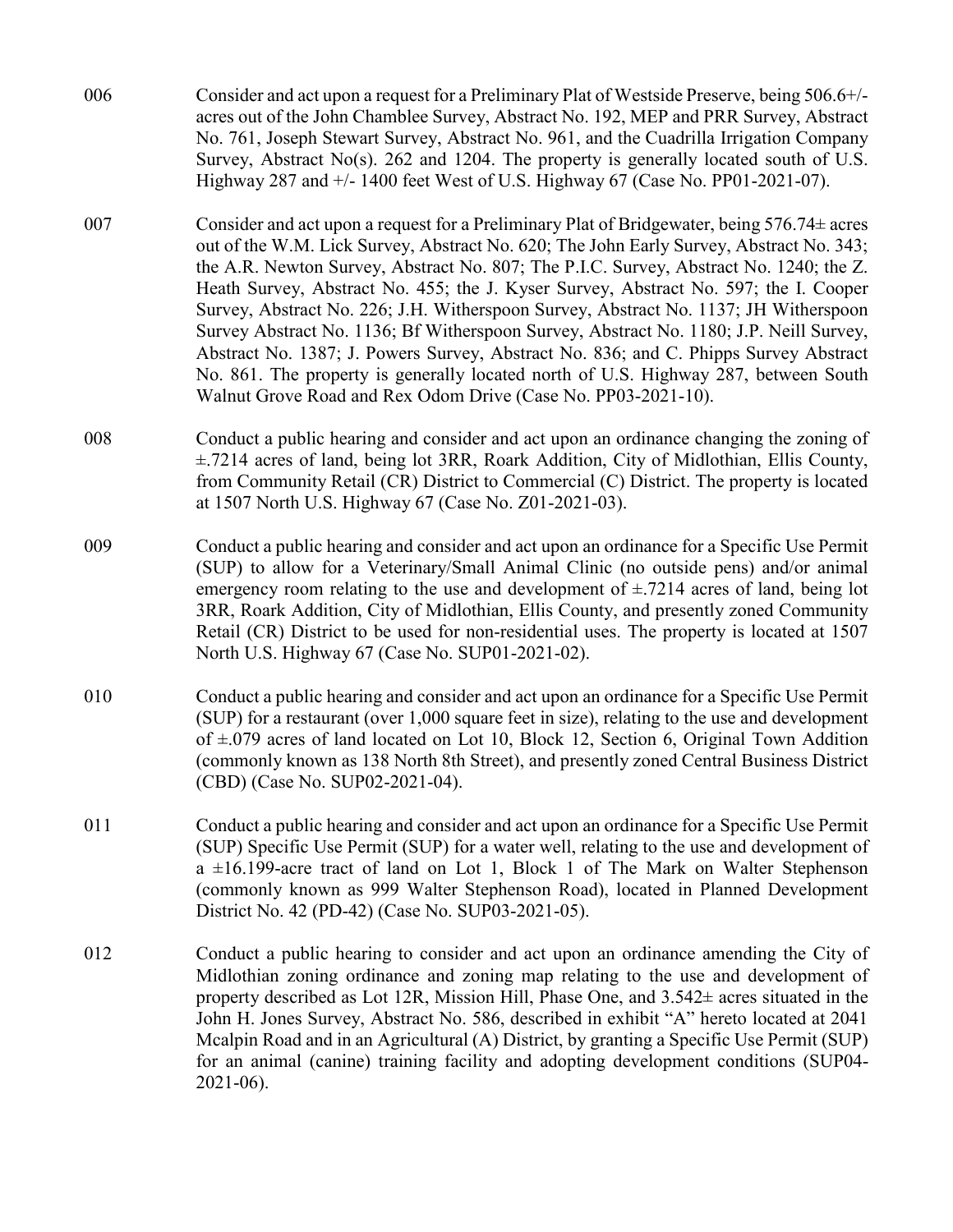006 Consider and act upon a request for a Preliminary Plat of Westside Preserve, being 506.6+/- acres out of the John Chamblee Survey, Abstract No. 192, MEP and PRR Survey, Abstract No. 761, Joseph Stewart Survey, Abstract No. 961, and the Cuadrilla Irrigation Company Survey, Abstract No(s). 262 and 1204. The property is generally located south of U.S. Highway 287 and +/- 1400 feet West of U.S. Highway 67 (Case No. PP01-2021-07).

007 Consider and act upon a request for a Preliminary Plat of Bridgewater, being 576.74± acres out of the W.M. Lick Survey, Abstract No. 620; The John Early Survey, Abstract No. 343; the A.R. Newton Survey, Abstract No. 807; The P.I.C. Survey, Abstract No. 1240; the Z. Heath Survey, Abstract No. 455; the J. Kyser Survey, Abstract No. 597; the I. Cooper Survey, Abstract No. 226; J.H. Witherspoon Survey, Abstract No. 1137; JH Witherspoon Survey Abstract No. 1136; Bf Witherspoon Survey, Abstract No. 1180; J.P. Neill Survey, Abstract No. 1387; J. Powers Survey, Abstract No. 836; and C. Phipps Survey Abstract No. 861. The property is generally located north of U.S. Highway 287, between South Walnut Grove Road and Rex Odom Drive (Case No. PP03-2021-10).

008 Conduct a public hearing and consider and act upon an ordinance changing the zoning of ±.7214 acres of land, being lot 3RR, Roark Addition, City of Midlothian, Ellis County, from Community Retail (CR) District to Commercial (C) District. The property is located at 1507 North U.S. Highway 67 (Case No. Z01-2021-03).

009 Conduct a public hearing and consider and act upon an ordinance for a Specific Use Permit (SUP) to allow for a Veterinary/Small Animal Clinic (no outside pens) and/or animal emergency room relating to the use and development of ±.7214 acres of land, being lot 3RR, Roark Addition, City of Midlothian, Ellis County, and presently zoned Community Retail (CR) District to be used for non-residential uses. The property is located at 1507 North U.S. Highway 67 (Case No. SUP01-2021-02).

010 Conduct a public hearing and consider and act upon an ordinance for a Specific Use Permit (SUP) for a restaurant (over 1,000 square feet in size), relating to the use and development of ±.079 acres of land located on Lot 10, Block 12, Section 6, Original Town Addition (commonly known as 138 North 8th Street), and presently zoned Central Business District (CBD) (Case No. SUP02-2021-04).

011 Conduct a public hearing and consider and act upon an ordinance for a Specific Use Permit (SUP) Specific Use Permit (SUP) for a water well, relating to the use and development of a ±16.199-acre tract of land on Lot 1, Block 1 of The Mark on Walter Stephenson (commonly known as 999 Walter Stephenson Road), located in Planned Development District No. 42 (PD-42) (Case No. SUP03-2021-05).

012 Conduct a public hearing to consider and act upon an ordinance amending the City of Midlothian zoning ordinance and zoning map relating to the use and development of property described as Lot 12R, Mission Hill, Phase One, and 3.542± acres situated in the John H. Jones Survey, Abstract No. 586, described in exhibit "A" hereto located at 2041 Mcalpin Road and in an Agricultural (A) District, by granting a Specific Use Permit (SUP) for an animal (canine) training facility and adopting development conditions (SUP04-2021-06).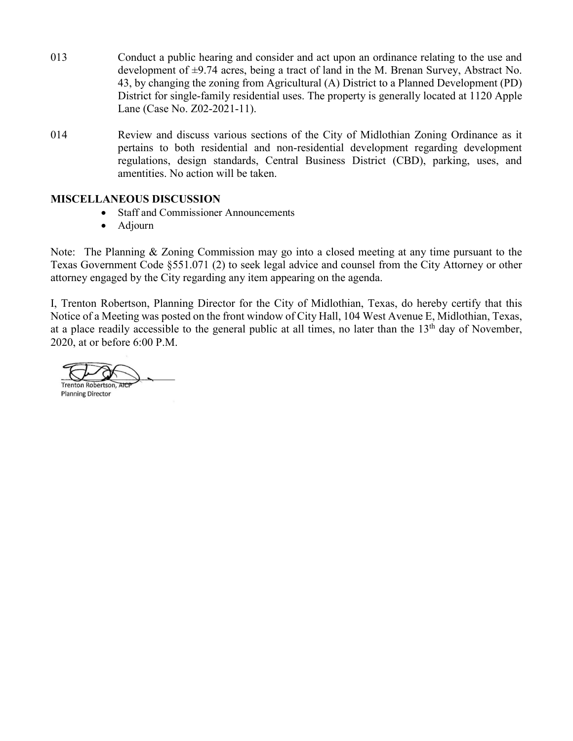013 Conduct a public hearing and consider and act upon an ordinance relating to the use and development of ±9.74 acres, being a tract of land in the M. Brenan Survey, Abstract No. 43, by changing the zoning from Agricultural (A) District to a Planned Development (PD) District for single-family residential uses. The property is generally located at 1120 Apple Lane (Case No. Z02-2021-11).

014 Review and discuss various sections of the City of Midlothian Zoning Ordinance as it pertains to both residential and non-residential development regarding development regulations, design standards, Central Business District (CBD), parking, uses, and amentities. No action will be taken.

**MISCELLANEOUS DISCUSSION**

- Staff and Commissioner Announcements
- Adjourn

Note: The Planning & Zoning Commission may go into a closed meeting at any time pursuant to the Texas Government Code §551.071 (2) to seek legal advice and counsel from the City Attorney or other attorney engaged by the City regarding any item appearing on the agenda.

I, Trenton Robertson, Planning Director for the City of Midlothian, Texas, do hereby certify that this Notice of a Meeting was posted on the front window of City Hall, 104 West Avenue E, Midlothian, Texas, at a place readily accessible to the general public at all times, no later than the 13th day of November, 2020, at or before 6:00 P.M.

Trenton Robertson, AICP
Planning Director